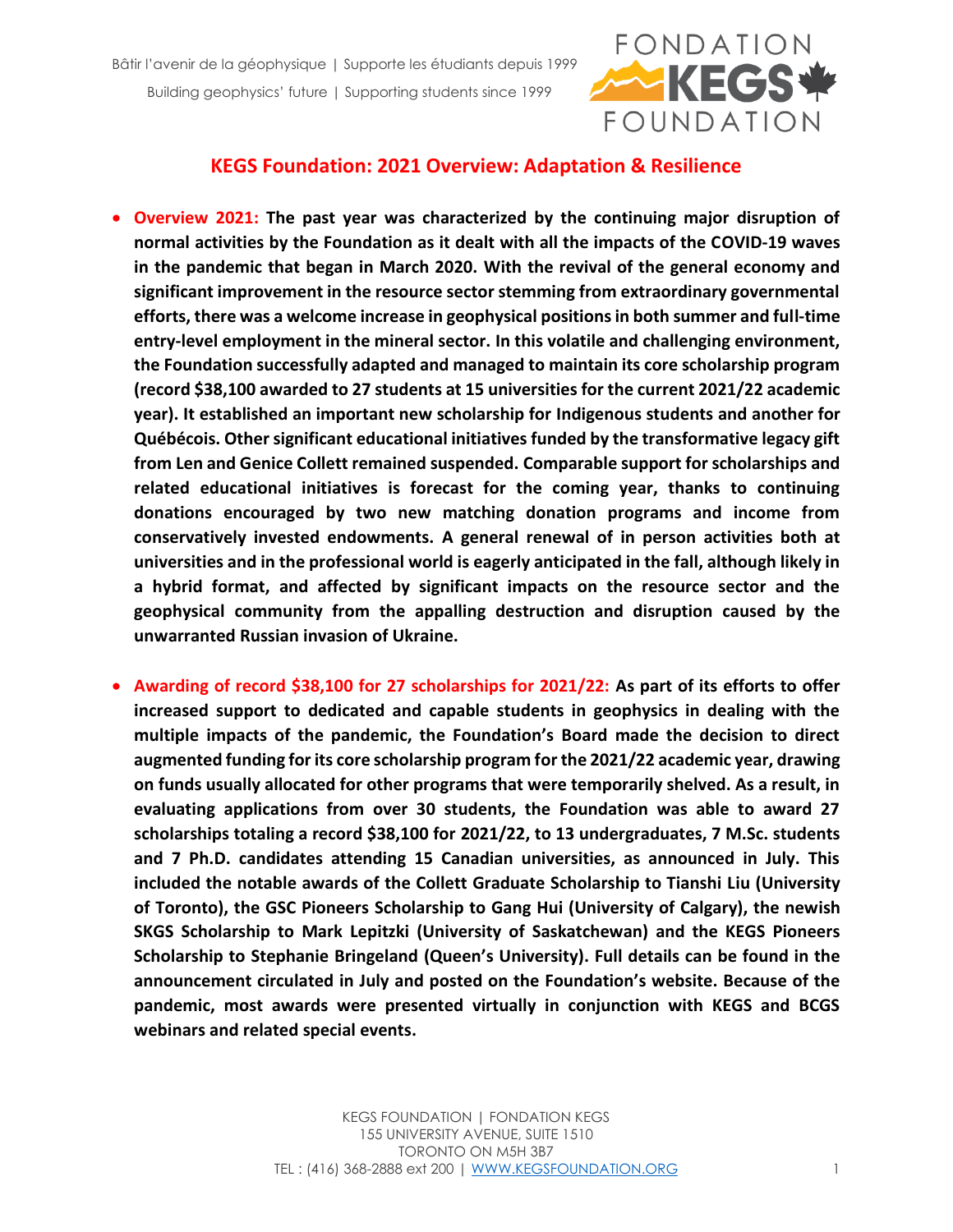Bâtir l'avenir de la géophysique | Supporte les étudiants depuis 1999

Building geophysics' future | Supporting students since 1999

FONDATION KEGS FOUNDATION

# KEGS Foundation: 2021 Overview: Adaptation & Resilience

- **Overview 2021: The past year was characterized by the continuing major disruption of normal activities by the Foundation as it dealt with all the impacts of the COVID-19 waves in the pandemic that began in March 2020. With the revival of the general economy and significant improvement in the resource sector stemming from extraordinary governmental efforts, there was a welcome increase in geophysical positions in both summer and full-time entry-level employment in the mineral sector. In this volatile and challenging environment, the Foundation successfully adapted and managed to maintain its core scholarship program (record $38,100 awarded to 27 students at 15 universities for the current 2021/22 academic year). It established an important new scholarship for Indigenous students and another for Québécois. Other significant educational initiatives funded by the transformative legacy gift from Len and Genice Collett remained suspended. Comparable support for scholarships and related educational initiatives is forecast for the coming year, thanks to continuing donations encouraged by two new matching donation programs and income from conservatively invested endowments. A general renewal of in person activities both at universities and in the professional world is eagerly anticipated in the fall, although likely in a hybrid format, and affected by significant impacts on the resource sector and the geophysical community from the appalling destruction and disruption caused by the unwarranted Russian invasion of Ukraine.**

- **Awarding of record $38,100 for 27 scholarships for 2021/22: As part of its efforts to offer increased support to dedicated and capable students in geophysics in dealing with the multiple impacts of the pandemic, the Foundation's Board made the decision to direct augmented funding for its core scholarship program for the 2021/22 academic year, drawing on funds usually allocated for other programs that were temporarily shelved. As a result, in evaluating applications from over 30 students, the Foundation was able to award 27 scholarships totaling a record $38,100 for 2021/22, to 13 undergraduates, 7 M.Sc. students and 7 Ph.D. candidates attending 15 Canadian universities, as announced in July. This included the notable awards of the Collett Graduate Scholarship to Tianshi Liu (University of Toronto), the GSC Pioneers Scholarship to Gang Hui (University of Calgary), the newish SKGS Scholarship to Mark Lepitzki (University of Saskatchewan) and the KEGS Pioneers Scholarship to Stephanie Bringeland (Queen's University). Full details can be found in the announcement circulated in July and posted on the Foundation's website. Because of the pandemic, most awards were presented virtually in conjunction with KEGS and BCGS webinars and related special events.**

KEGS FOUNDATION | FONDATION KEGS
155 UNIVERSITY AVENUE, SUITE 1510
TORONTO ON M5H 3B7
TEL : (416) 368-2888 ext 200 | WWW.KEGSFOUNDATION.ORG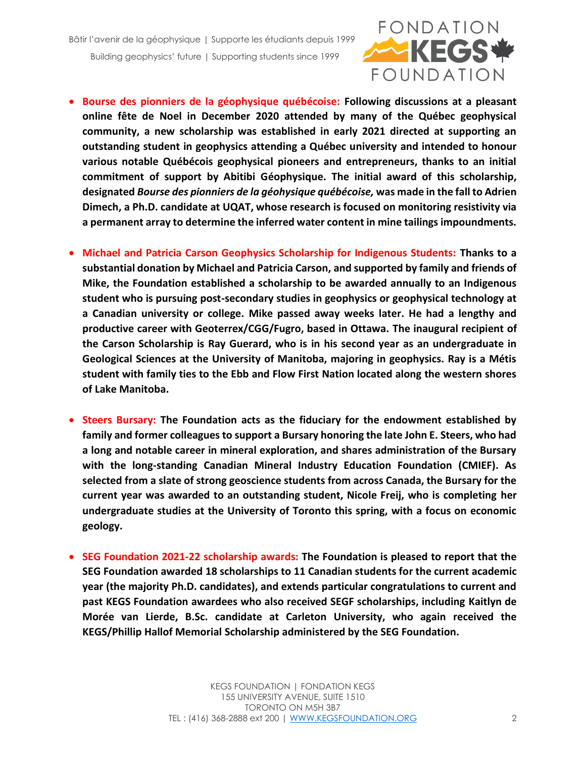- **Bourse des pionniers de la géophysique québécoise: Following discussions at a pleasant online fête de Noel in December 2020 attended by many of the Québec geophysical community, a new scholarship was established in early 2021 directed at supporting an outstanding student in geophysics attending a Québec university and intended to honour various notable Québécois geophysical pioneers and entrepreneurs, thanks to an initial commitment of support by Abitibi Géophysique. The initial award of this scholarship, designated *Bourse des pionniers de la géohysique québécoise,* was made in the fall to Adrien Dimech, a Ph.D. candidate at UQAT, whose research is focused on monitoring resistivity via a permanent array to determine the inferred water content in mine tailings impoundments.**

- **Michael and Patricia Carson Geophysics Scholarship for Indigenous Students: Thanks to a substantial donation by Michael and Patricia Carson, and supported by family and friends of Mike, the Foundation established a scholarship to be awarded annually to an Indigenous student who is pursuing post-secondary studies in geophysics or geophysical technology at a Canadian university or college. Mike passed away weeks later. He had a lengthy and productive career with Geoterrex/CGG/Fugro, based in Ottawa. The inaugural recipient of the Carson Scholarship is Ray Guerard, who is in his second year as an undergraduate in Geological Sciences at the University of Manitoba, majoring in geophysics. Ray is a Métis student with family ties to the Ebb and Flow First Nation located along the western shores of Lake Manitoba.**

- **Steers Bursary: The Foundation acts as the fiduciary for the endowment established by family and former colleagues to support a Bursary honoring the late John E. Steers, who had a long and notable career in mineral exploration, and shares administration of the Bursary with the long-standing Canadian Mineral Industry Education Foundation (CMIEF). As selected from a slate of strong geoscience students from across Canada, the Bursary for the current year was awarded to an outstanding student, Nicole Freij, who is completing her undergraduate studies at the University of Toronto this spring, with a focus on economic geology.**

- **SEG Foundation 2021-22 scholarship awards: The Foundation is pleased to report that the SEG Foundation awarded 18 scholarships to 11 Canadian students for the current academic year (the majority Ph.D. candidates), and extends particular congratulations to current and past KEGS Foundation awardees who also received SEGF scholarships, including Kaitlyn de Morée van Lierde, B.Sc. candidate at Carleton University, who again received the KEGS/Phillip Hallof Memorial Scholarship administered by the SEG Foundation.**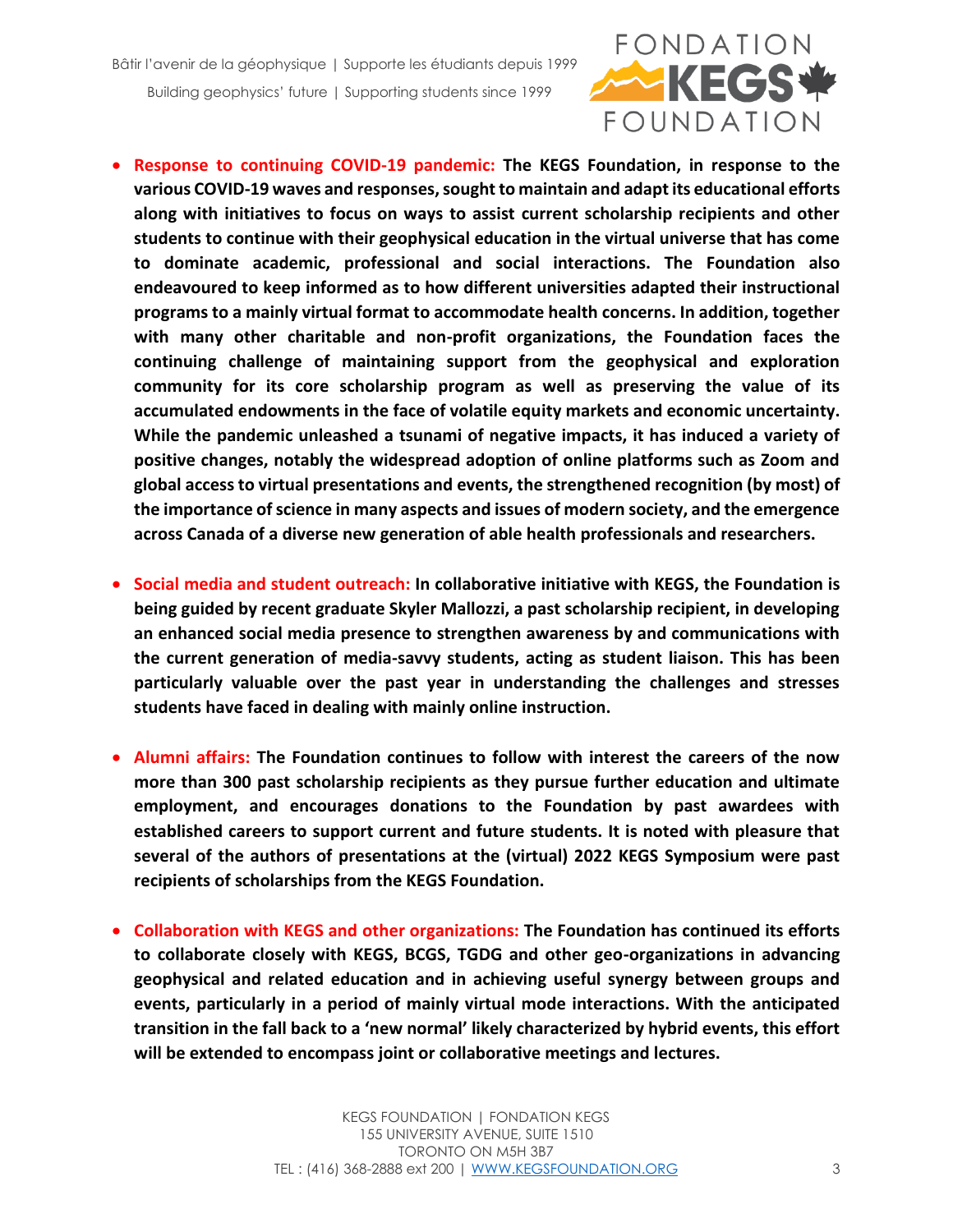- **Response to continuing COVID-19 pandemic: The KEGS Foundation, in response to the various COVID-19 waves and responses, sought to maintain and adapt its educational efforts along with initiatives to focus on ways to assist current scholarship recipients and other students to continue with their geophysical education in the virtual universe that has come to dominate academic, professional and social interactions. The Foundation also endeavoured to keep informed as to how different universities adapted their instructional programs to a mainly virtual format to accommodate health concerns. In addition, together with many other charitable and non-profit organizations, the Foundation faces the continuing challenge of maintaining support from the geophysical and exploration community for its core scholarship program as well as preserving the value of its accumulated endowments in the face of volatile equity markets and economic uncertainty. While the pandemic unleashed a tsunami of negative impacts, it has induced a variety of positive changes, notably the widespread adoption of online platforms such as Zoom and global access to virtual presentations and events, the strengthened recognition (by most) of the importance of science in many aspects and issues of modern society, and the emergence across Canada of a diverse new generation of able health professionals and researchers.**

- **Social media and student outreach: In collaborative initiative with KEGS, the Foundation is being guided by recent graduate Skyler Mallozzi, a past scholarship recipient, in developing an enhanced social media presence to strengthen awareness by and communications with the current generation of media-savvy students, acting as student liaison. This has been particularly valuable over the past year in understanding the challenges and stresses students have faced in dealing with mainly online instruction.**

- **Alumni affairs: The Foundation continues to follow with interest the careers of the now more than 300 past scholarship recipients as they pursue further education and ultimate employment, and encourages donations to the Foundation by past awardees with established careers to support current and future students. It is noted with pleasure that several of the authors of presentations at the (virtual) 2022 KEGS Symposium were past recipients of scholarships from the KEGS Foundation.**

- **Collaboration with KEGS and other organizations: The Foundation has continued its efforts to collaborate closely with KEGS, BCGS, TGDG and other geo-organizations in advancing geophysical and related education and in achieving useful synergy between groups and events, particularly in a period of mainly virtual mode interactions. With the anticipated transition in the fall back to a 'new normal' likely characterized by hybrid events, this effort will be extended to encompass joint or collaborative meetings and lectures.**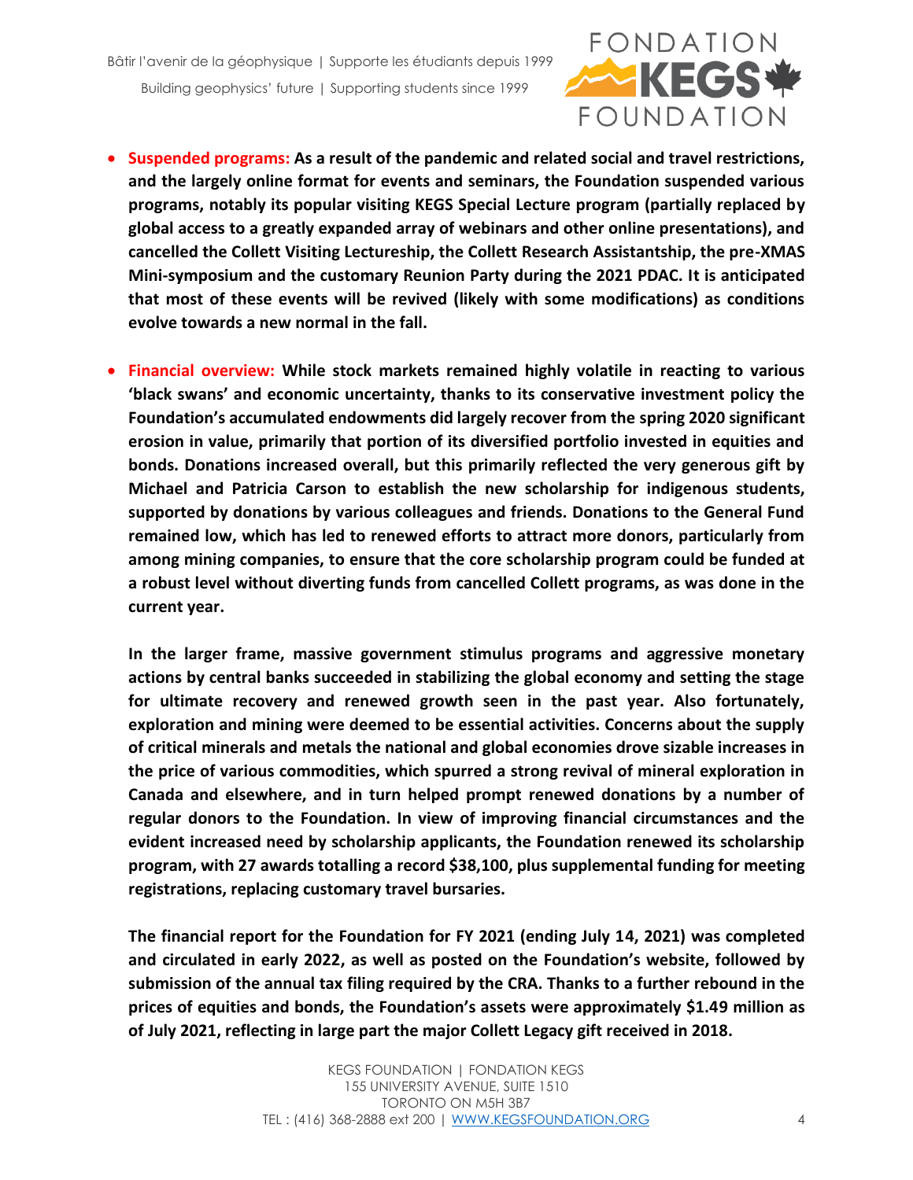- **Suspended programs: As a result of the pandemic and related social and travel restrictions, and the largely online format for events and seminars, the Foundation suspended various programs, notably its popular visiting KEGS Special Lecture program (partially replaced by global access to a greatly expanded array of webinars and other online presentations), and cancelled the Collett Visiting Lectureship, the Collett Research Assistantship, the pre-XMAS Mini-symposium and the customary Reunion Party during the 2021 PDAC. It is anticipated that most of these events will be revived (likely with some modifications) as conditions evolve towards a new normal in the fall.**

- **Financial overview: While stock markets remained highly volatile in reacting to various 'black swans' and economic uncertainty, thanks to its conservative investment policy the Foundation's accumulated endowments did largely recover from the spring 2020 significant erosion in value, primarily that portion of its diversified portfolio invested in equities and bonds. Donations increased overall, but this primarily reflected the very generous gift by Michael and Patricia Carson to establish the new scholarship for indigenous students, supported by donations by various colleagues and friends. Donations to the General Fund remained low, which has led to renewed efforts to attract more donors, particularly from among mining companies, to ensure that the core scholarship program could be funded at a robust level without diverting funds from cancelled Collett programs, as was done in the current year.**

  **In the larger frame, massive government stimulus programs and aggressive monetary actions by central banks succeeded in stabilizing the global economy and setting the stage for ultimate recovery and renewed growth seen in the past year. Also fortunately, exploration and mining were deemed to be essential activities. Concerns about the supply of critical minerals and metals the national and global economies drove sizable increases in the price of various commodities, which spurred a strong revival of mineral exploration in Canada and elsewhere, and in turn helped prompt renewed donations by a number of regular donors to the Foundation. In view of improving financial circumstances and the evident increased need by scholarship applicants, the Foundation renewed its scholarship program, with 27 awards totalling a record $38,100, plus supplemental funding for meeting registrations, replacing customary travel bursaries.**

  **The financial report for the Foundation for FY 2021 (ending July 14, 2021) was completed and circulated in early 2022, as well as posted on the Foundation's website, followed by submission of the annual tax filing required by the CRA. Thanks to a further rebound in the prices of equities and bonds, the Foundation's assets were approximately $1.49 million as of July 2021, reflecting in large part the major Collett Legacy gift received in 2018.**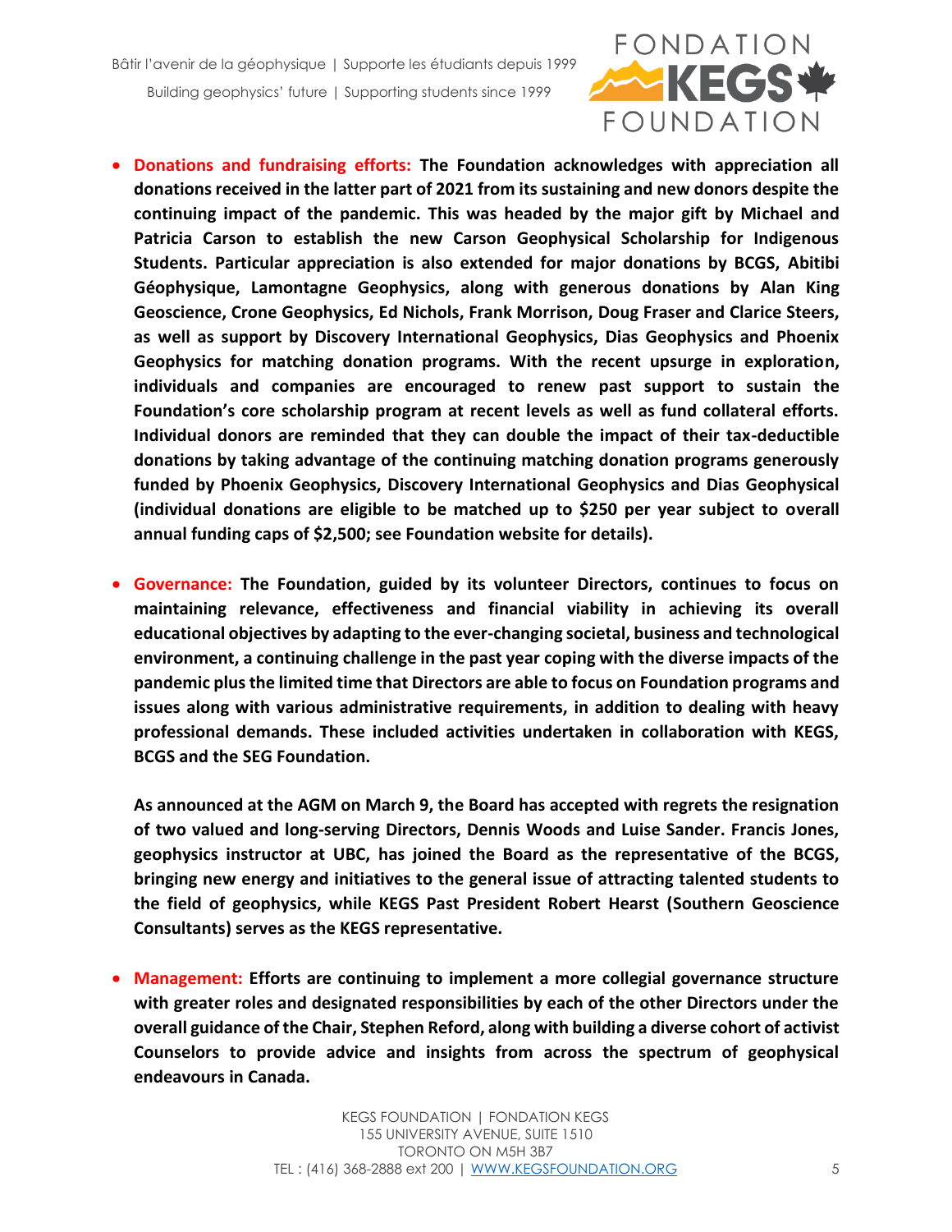- **Donations and fundraising efforts: The Foundation acknowledges with appreciation all donations received in the latter part of 2021 from its sustaining and new donors despite the continuing impact of the pandemic. This was headed by the major gift by Michael and Patricia Carson to establish the new Carson Geophysical Scholarship for Indigenous Students. Particular appreciation is also extended for major donations by BCGS, Abitibi Géophysique, Lamontagne Geophysics, along with generous donations by Alan King Geoscience, Crone Geophysics, Ed Nichols, Frank Morrison, Doug Fraser and Clarice Steers, as well as support by Discovery International Geophysics, Dias Geophysics and Phoenix Geophysics for matching donation programs. With the recent upsurge in exploration, individuals and companies are encouraged to renew past support to sustain the Foundation's core scholarship program at recent levels as well as fund collateral efforts. Individual donors are reminded that they can double the impact of their tax-deductible donations by taking advantage of the continuing matching donation programs generously funded by Phoenix Geophysics, Discovery International Geophysics and Dias Geophysical (individual donations are eligible to be matched up to $250 per year subject to overall annual funding caps of $2,500; see Foundation website for details).**

- **Governance: The Foundation, guided by its volunteer Directors, continues to focus on maintaining relevance, effectiveness and financial viability in achieving its overall educational objectives by adapting to the ever-changing societal, business and technological environment, a continuing challenge in the past year coping with the diverse impacts of the pandemic plus the limited time that Directors are able to focus on Foundation programs and issues along with various administrative requirements, in addition to dealing with heavy professional demands. These included activities undertaken in collaboration with KEGS, BCGS and the SEG Foundation.**

  **As announced at the AGM on March 9, the Board has accepted with regrets the resignation of two valued and long-serving Directors, Dennis Woods and Luise Sander. Francis Jones, geophysics instructor at UBC, has joined the Board as the representative of the BCGS, bringing new energy and initiatives to the general issue of attracting talented students to the field of geophysics, while KEGS Past President Robert Hearst (Southern Geoscience Consultants) serves as the KEGS representative.**

- **Management: Efforts are continuing to implement a more collegial governance structure with greater roles and designated responsibilities by each of the other Directors under the overall guidance of the Chair, Stephen Reford, along with building a diverse cohort of activist Counselors to provide advice and insights from across the spectrum of geophysical endeavours in Canada.**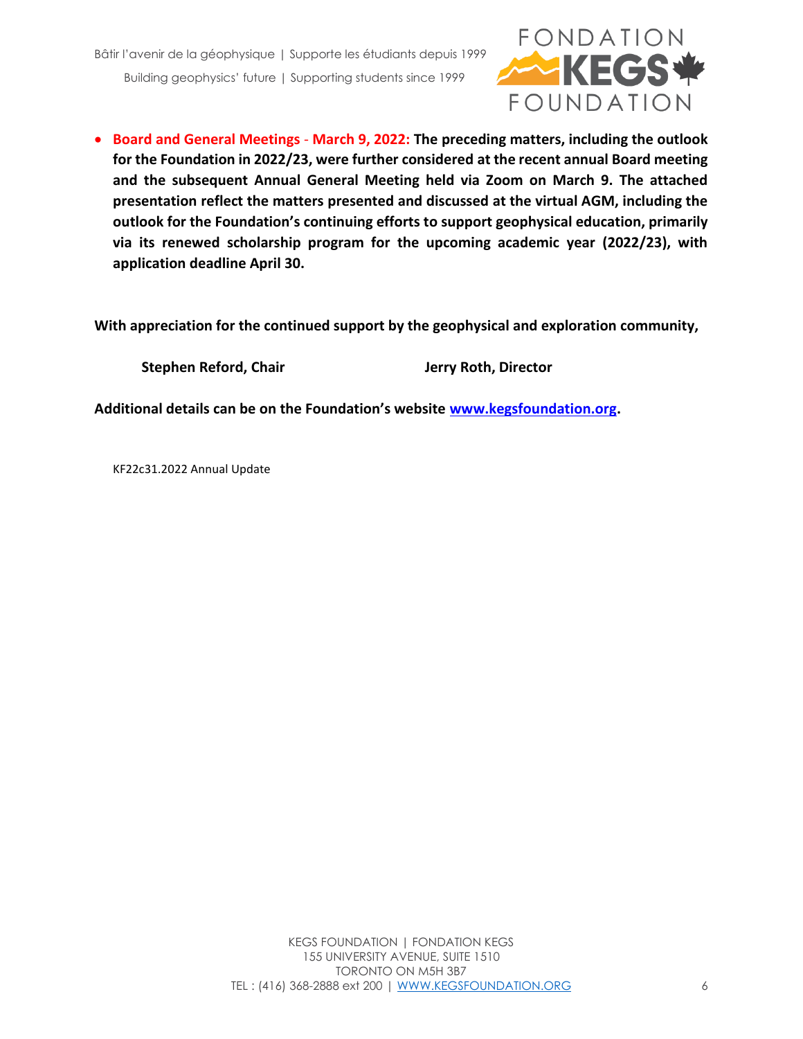- **Board and General Meetings - March 9, 2022: The preceding matters, including the outlook for the Foundation in 2022/23, were further considered at the recent annual Board meeting and the subsequent Annual General Meeting held via Zoom on March 9. The attached presentation reflect the matters presented and discussed at the virtual AGM, including the outlook for the Foundation's continuing efforts to support geophysical education, primarily via its renewed scholarship program for the upcoming academic year (2022/23), with application deadline April 30.**

**With appreciation for the continued support by the geophysical and exploration community,**

**Stephen Reford, Chair** **Jerry Roth, Director**

**Additional details can be on the Foundation's website [www.kegsfoundation.org](http://www.kegsfoundation.org).**

KF22c31.2022 Annual Update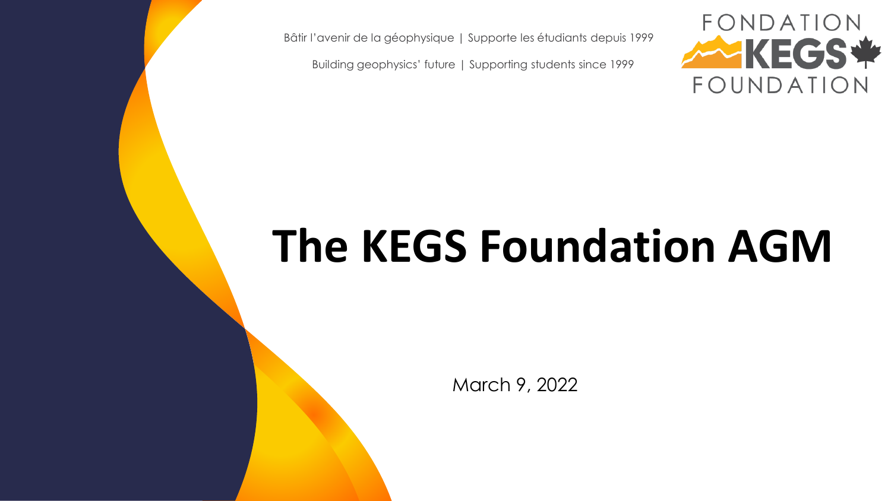Bâtir l'avenir de la géophysique | Supporte les étudiants depuis 1999

Building geophysics' future | Supporting students since 1999

FONDATION KEGS FOUNDATION

# The KEGS Foundation AGM

March 9, 2022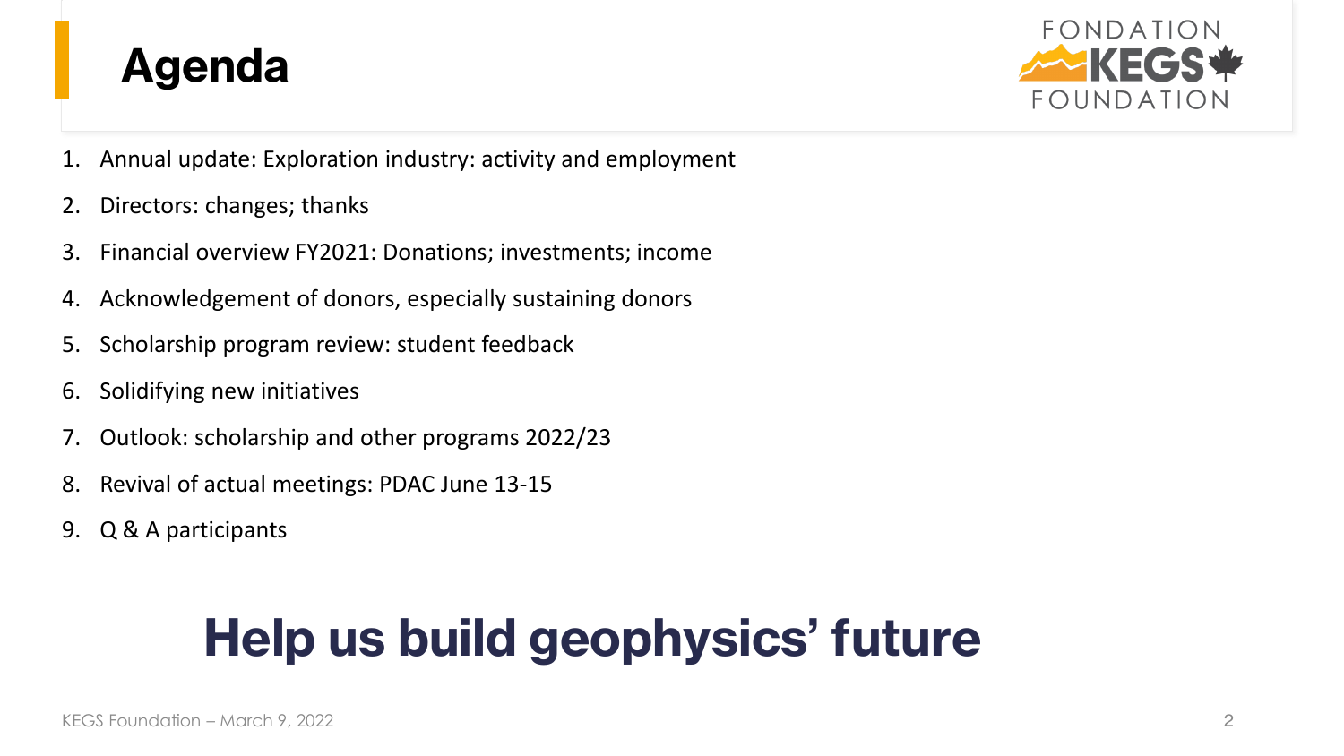# Agenda

1. Annual update: Exploration industry: activity and employment
2. Directors: changes; thanks
3. Financial overview FY2021: Donations; investments; income
4. Acknowledgement of donors, especially sustaining donors
5. Scholarship program review: student feedback
6. Solidifying new initiatives
7. Outlook: scholarship and other programs 2022/23
8. Revival of actual meetings: PDAC June 13-15
9. Q & A participants

## Help us build geophysics' future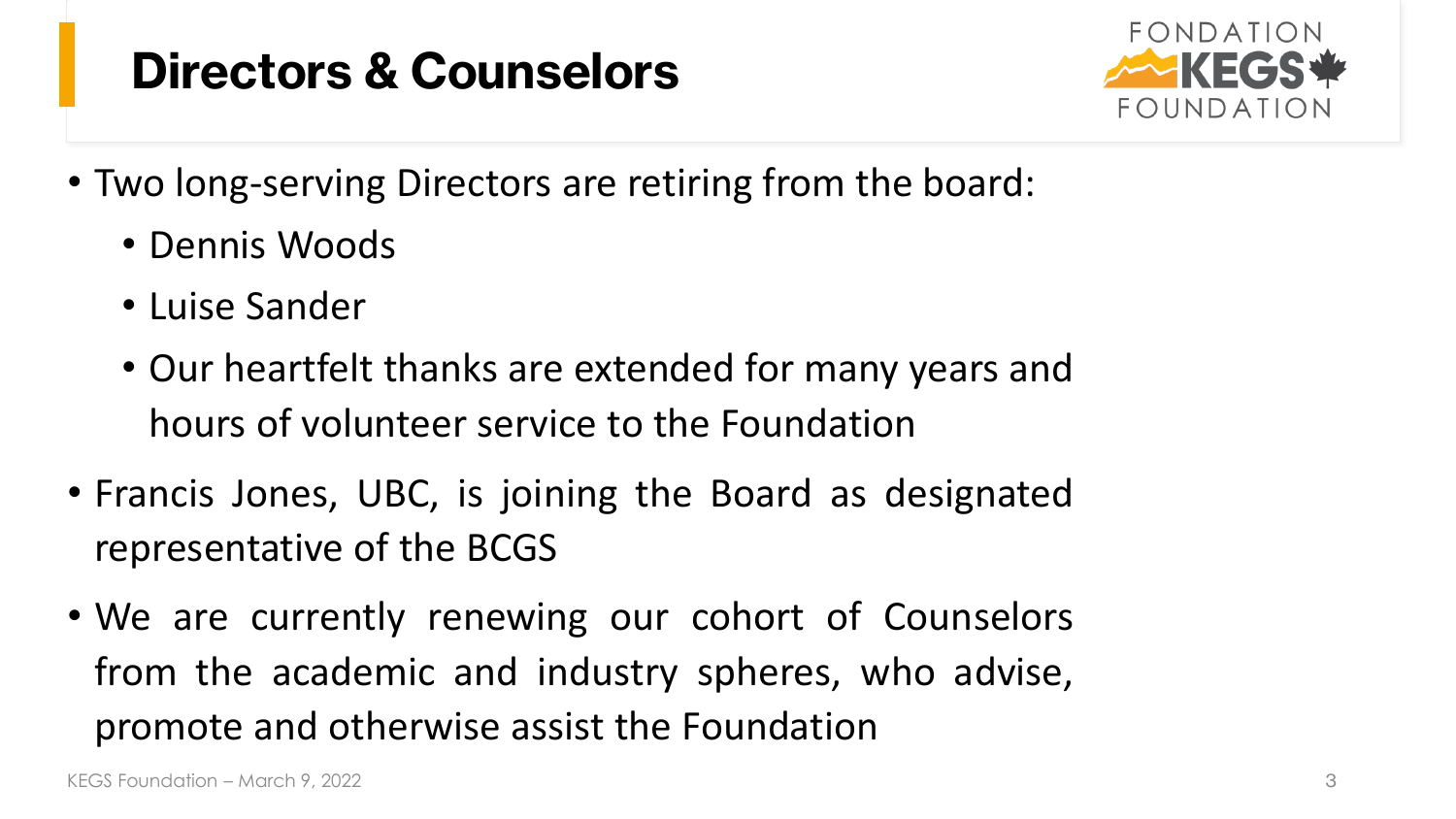# Directors & Counselors

- Two long-serving Directors are retiring from the board:
  - Dennis Woods
  - Luise Sander
  - Our heartfelt thanks are extended for many years and hours of volunteer service to the Foundation
- Francis Jones, UBC, is joining the Board as designated representative of the BCGS
- We are currently renewing our cohort of Counselors from the academic and industry spheres, who advise, promote and otherwise assist the Foundation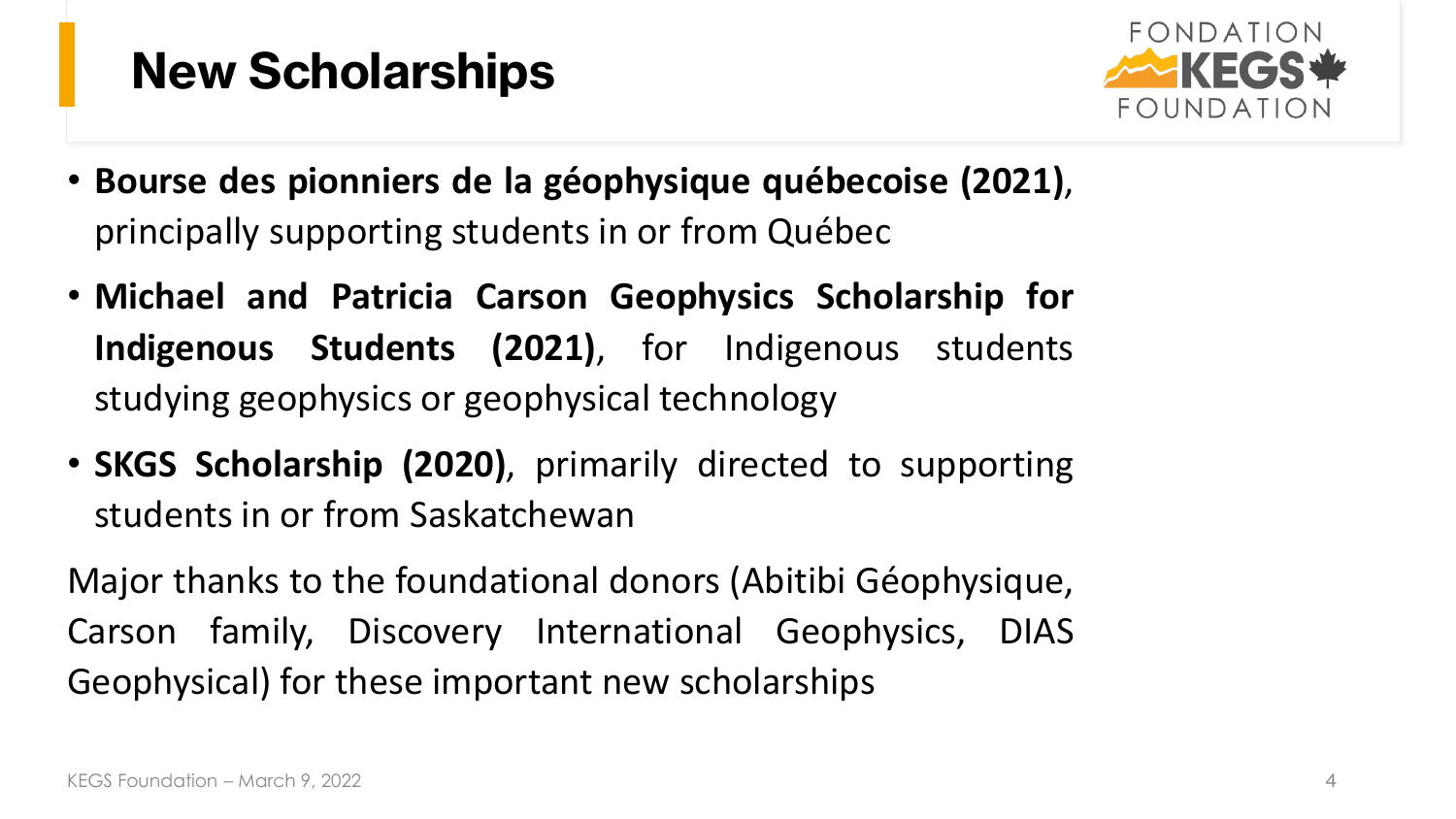# New Scholarships

- **Bourse des pionniers de la géophysique québecoise (2021)**, principally supporting students in or from Québec
- **Michael and Patricia Carson Geophysics Scholarship for Indigenous Students (2021)**, for Indigenous students studying geophysics or geophysical technology
- **SKGS Scholarship (2020)**, primarily directed to supporting students in or from Saskatchewan

Major thanks to the foundational donors (Abitibi Géophysique, Carson family, Discovery International Geophysics, DIAS Geophysical) for these important new scholarships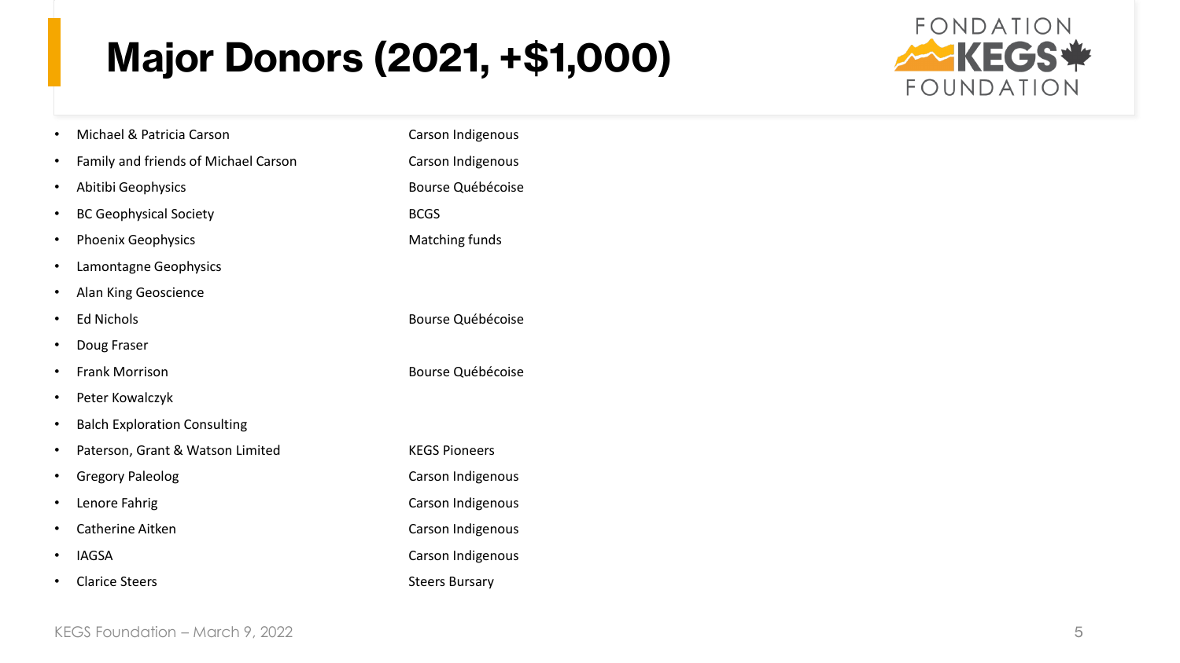# Major Donors (2021, +$1,000)

| | |
|---|---|
| Michael & Patricia Carson | Carson Indigenous |
| Family and friends of Michael Carson | Carson Indigenous |
| Abitibi Geophysics | Bourse Québécoise |
| BC Geophysical Society | BCGS |
| Phoenix Geophysics | Matching funds |
| Lamontagne Geophysics | |
| Alan King Geoscience | |
| Ed Nichols | Bourse Québécoise |
| Doug Fraser | |
| Frank Morrison | Bourse Québécoise |
| Peter Kowalczyk | |
| Balch Exploration Consulting | |
| Paterson, Grant & Watson Limited | KEGS Pioneers |
| Gregory Paleolog | Carson Indigenous |
| Lenore Fahrig | Carson Indigenous |
| Catherine Aitken | Carson Indigenous |
| IAGSA | Carson Indigenous |
| Clarice Steers | Steers Bursary |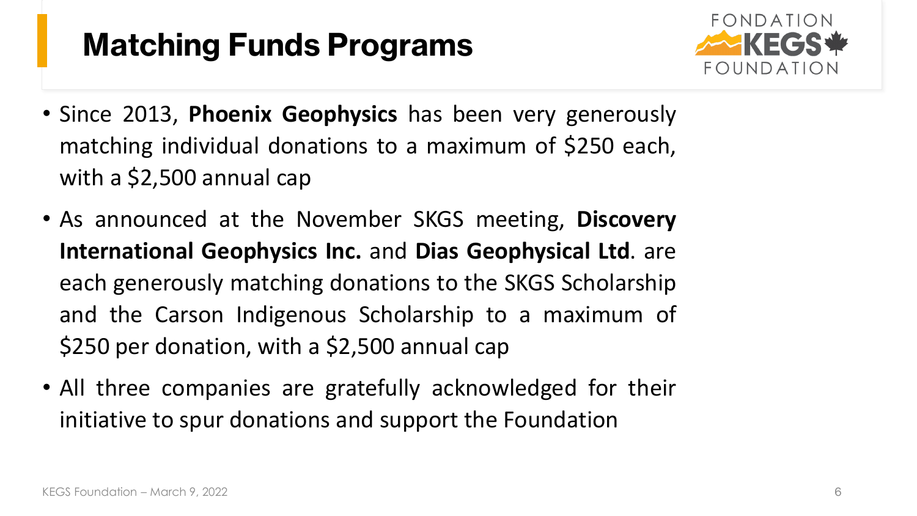# Matching Funds Programs

- Since 2013, **Phoenix Geophysics** has been very generously matching individual donations to a maximum of $250 each, with a $2,500 annual cap
- As announced at the November SKGS meeting, **Discovery International Geophysics Inc.** and **Dias Geophysical Ltd**. are each generously matching donations to the SKGS Scholarship and the Carson Indigenous Scholarship to a maximum of $250 per donation, with a $2,500 annual cap
- All three companies are gratefully acknowledged for their initiative to spur donations and support the Foundation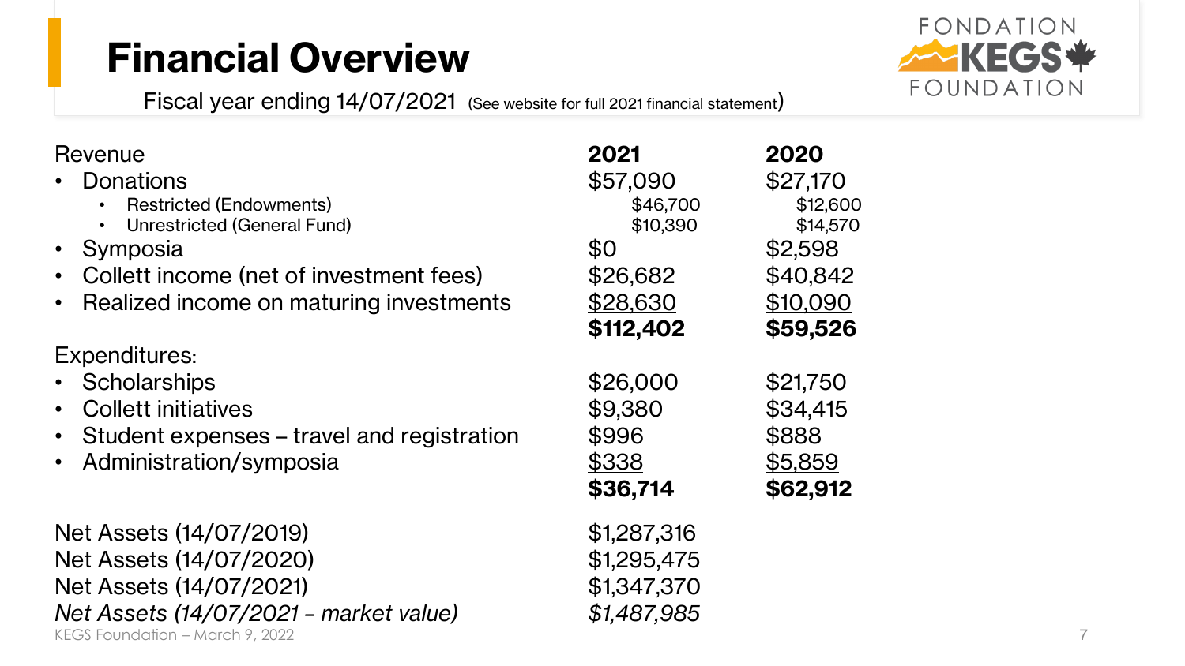# Financial Overview

Fiscal year ending 14/07/2021 (See website for full 2021 financial statement)

| | 2021 | 2020 |
|---|---|---|
| **Revenue** | | |
| • Donations | $57,090 | $27,170 |
|     • Restricted (Endowments) | $46,700 | $12,600 |
|     • Unrestricted (General Fund) | $10,390 | $14,570 |
| • Symposia | $0 | $2,598 |
| • Collett income (net of investment fees) | $26,682 | $40,842 |
| • Realized income on maturing investments | $28,630 | $10,090 |
| | **$112,402** | **$59,526** |
| **Expenditures:** | | |
| • Scholarships | $26,000 | $21,750 |
| • Collett initiatives | $9,380 | $34,415 |
| • Student expenses – travel and registration | $996 | $888 |
| • Administration/symposia | $338 | $5,859 |
| | **$36,714** | **$62,912** |

| | |
|---|---|
| Net Assets (14/07/2019) | $1,287,316 |
| Net Assets (14/07/2020) | $1,295,475 |
| Net Assets (14/07/2021) | $1,347,370 |
| *Net Assets (14/07/2021 – market value)* | *$1,487,985* |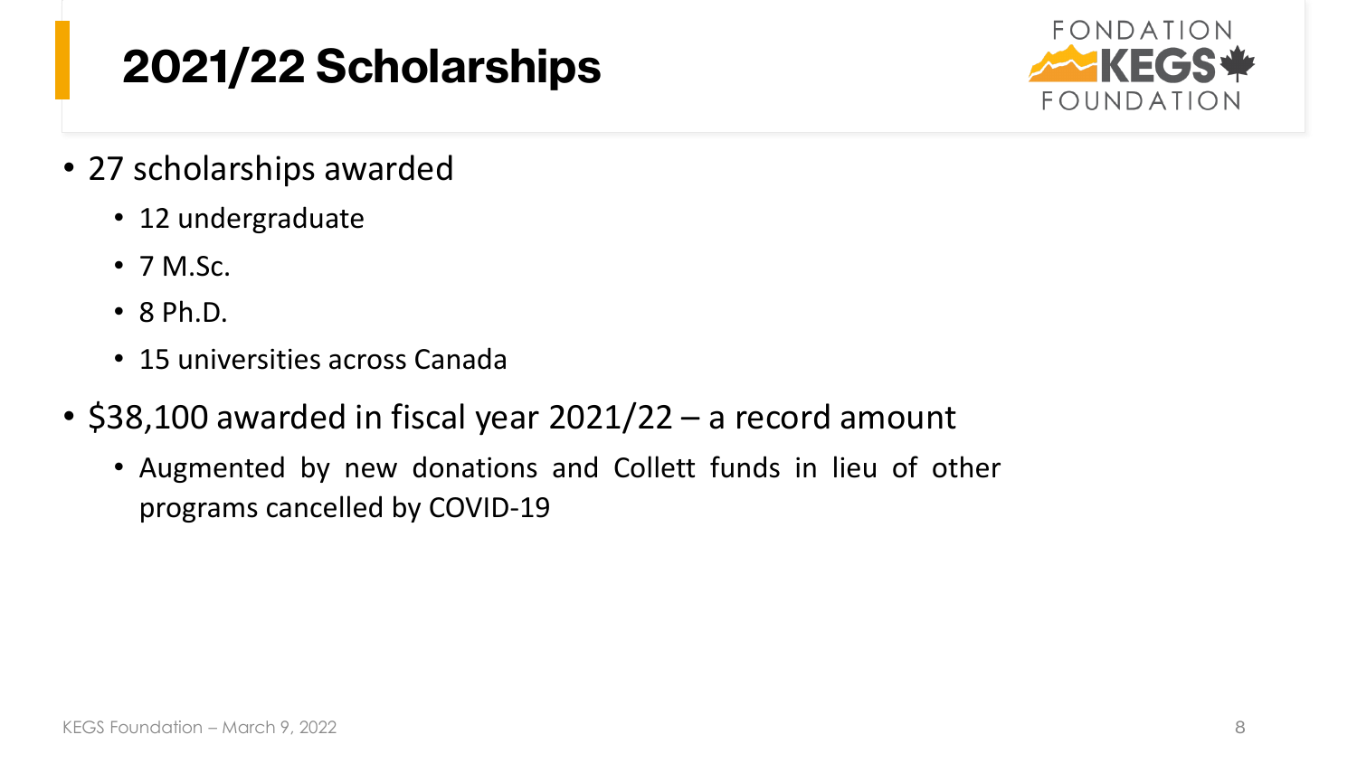# 2021/22 Scholarships

- 27 scholarships awarded
  - 12 undergraduate
  - 7 M.Sc.
  - 8 Ph.D.
  - 15 universities across Canada
- $38,100 awarded in fiscal year 2021/22 – a record amount
  - Augmented by new donations and Collett funds in lieu of other programs cancelled by COVID-19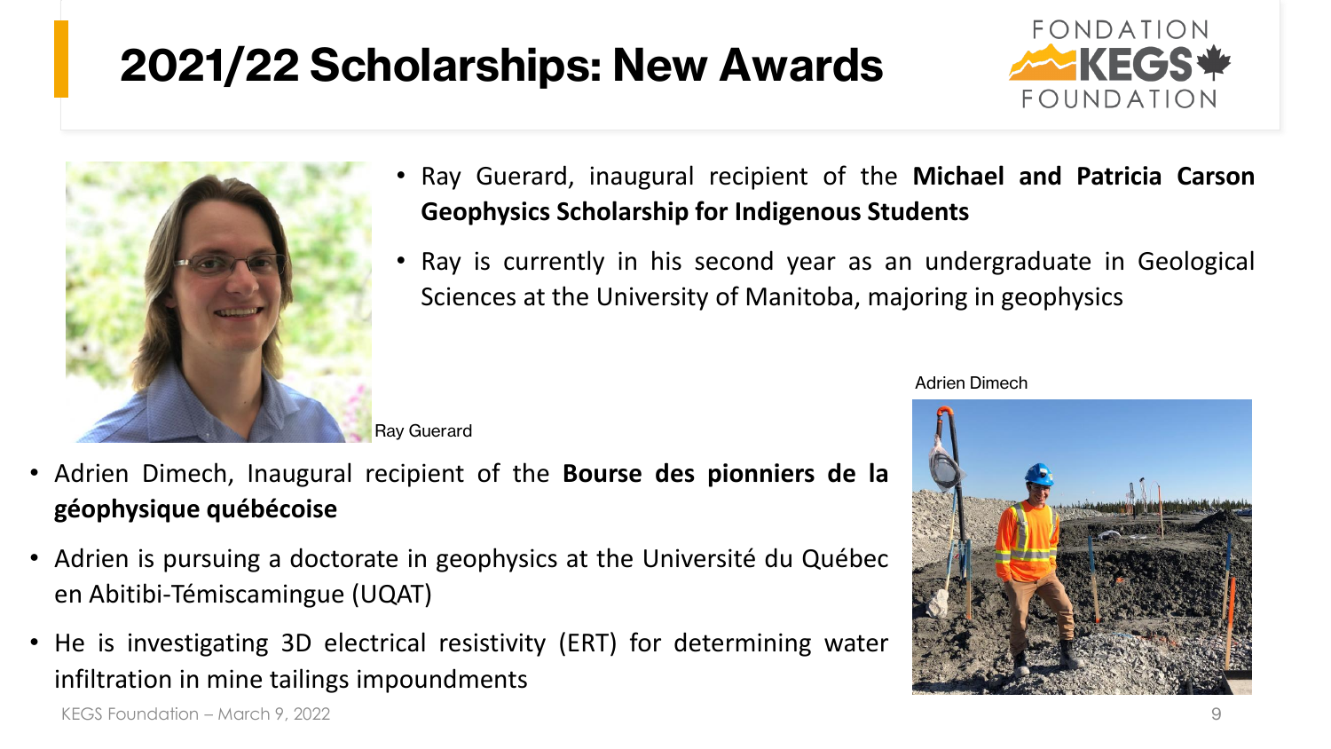# 2021/22 Scholarships: New Awards

- Ray Guerard, inaugural recipient of the **Michael and Patricia Carson Geophysics Scholarship for Indigenous Students**
- Ray is currently in his second year as an undergraduate in Geological Sciences at the University of Manitoba, majoring in geophysics

Ray Guerard

- Adrien Dimech, Inaugural recipient of the **Bourse des pionniers de la géophysique québécoise**
- Adrien is pursuing a doctorate in geophysics at the Université du Québec en Abitibi-Témiscamingue (UQAT)
- He is investigating 3D electrical resistivity (ERT) for determining water infiltration in mine tailings impoundments

Adrien Dimech

KEGS Foundation – March 9, 2022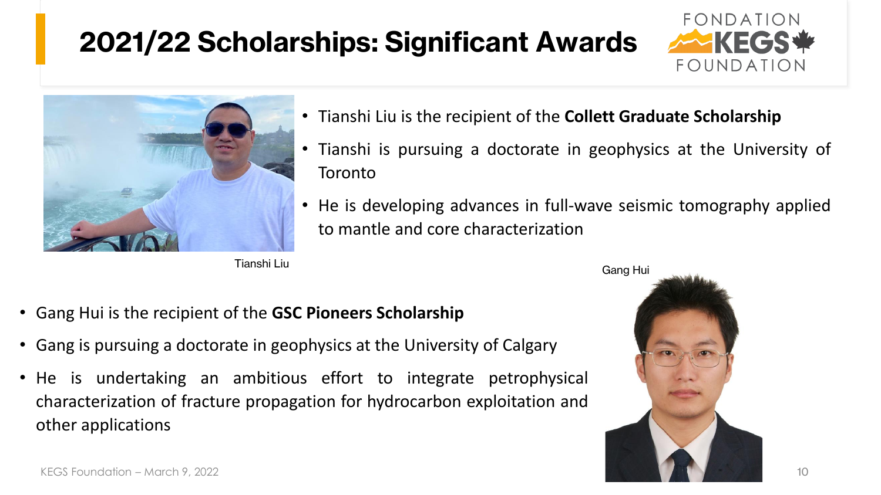# 2021/22 Scholarships: Significant Awards

Tianshi Liu

- Tianshi Liu is the recipient of the **Collett Graduate Scholarship**
- Tianshi is pursuing a doctorate in geophysics at the University of Toronto
- He is developing advances in full-wave seismic tomography applied to mantle and core characterization

Gang Hui

- Gang Hui is the recipient of the **GSC Pioneers Scholarship**
- Gang is pursuing a doctorate in geophysics at the University of Calgary
- He is undertaking an ambitious effort to integrate petrophysical characterization of fracture propagation for hydrocarbon exploitation and other applications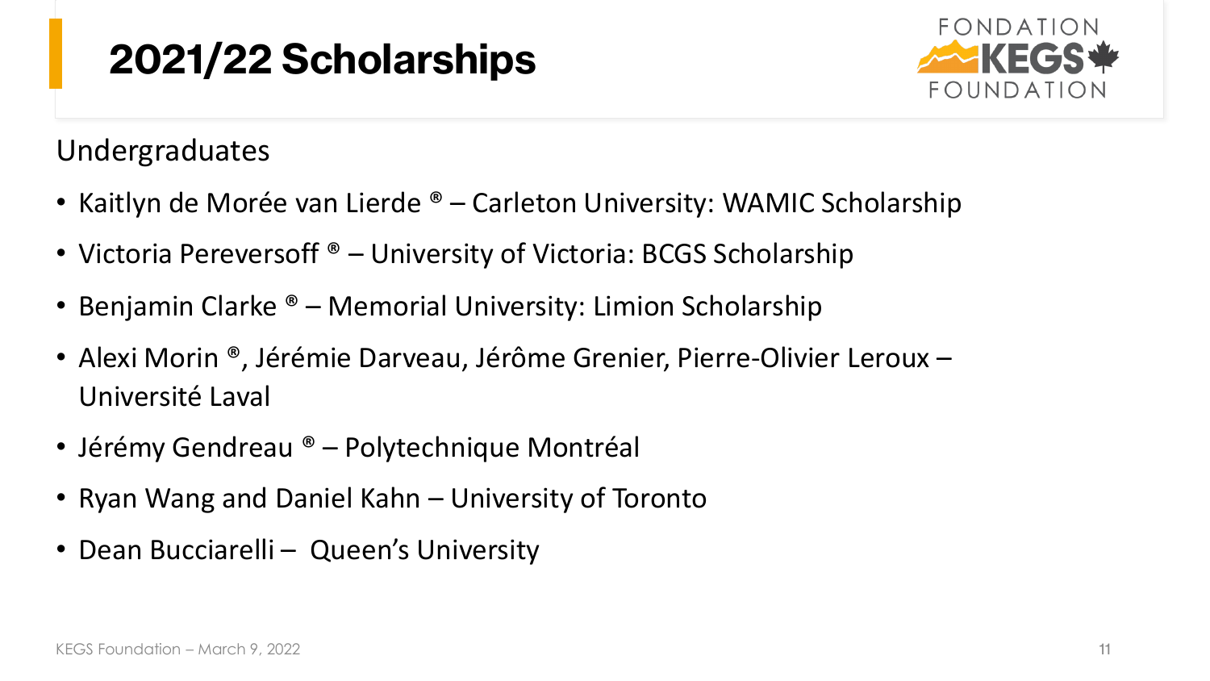# 2021/22 Scholarships

Undergraduates

- Kaitlyn de Morée van Lierde ® – Carleton University: WAMIC Scholarship
- Victoria Pereversoff ® – University of Victoria: BCGS Scholarship
- Benjamin Clarke ® – Memorial University: Limion Scholarship
- Alexi Morin ®, Jérémie Darveau, Jérôme Grenier, Pierre-Olivier Leroux – Université Laval
- Jérémy Gendreau ® – Polytechnique Montréal
- Ryan Wang and Daniel Kahn – University of Toronto
- Dean Bucciarelli – Queen's University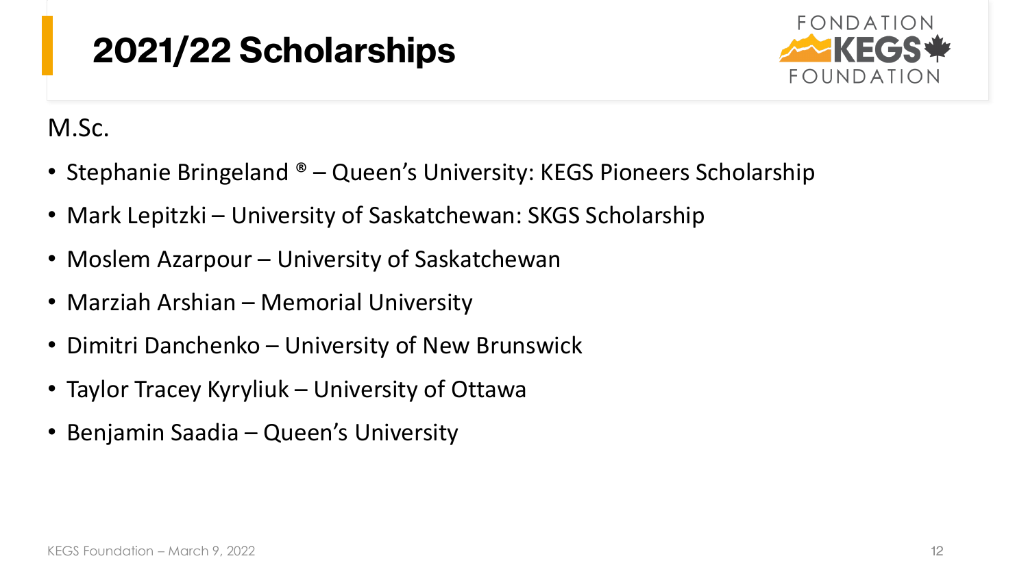# 2021/22 Scholarships

M.Sc.

- Stephanie Bringeland ® – Queen's University: KEGS Pioneers Scholarship
- Mark Lepitzki – University of Saskatchewan: SKGS Scholarship
- Moslem Azarpour – University of Saskatchewan
- Marziah Arshian – Memorial University
- Dimitri Danchenko – University of New Brunswick
- Taylor Tracey Kyryliuk – University of Ottawa
- Benjamin Saadia – Queen's University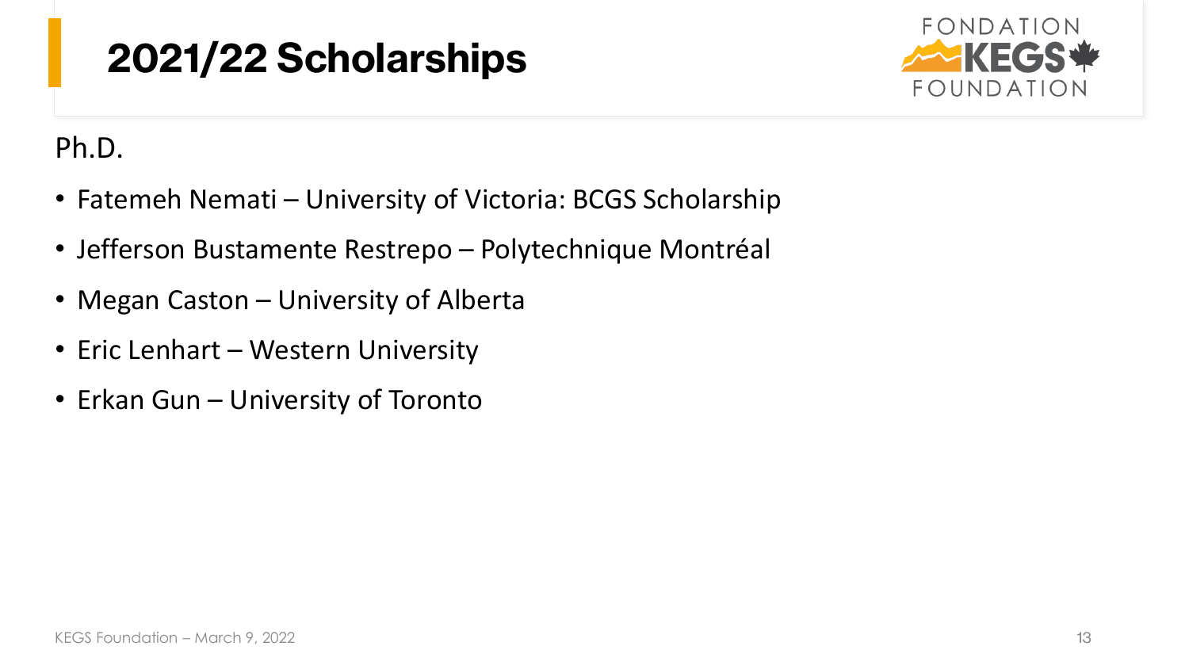# 2021/22 Scholarships

Ph.D.

- Fatemeh Nemati – University of Victoria: BCGS Scholarship
- Jefferson Bustamente Restrepo – Polytechnique Montréal
- Megan Caston – University of Alberta
- Eric Lenhart – Western University
- Erkan Gun – University of Toronto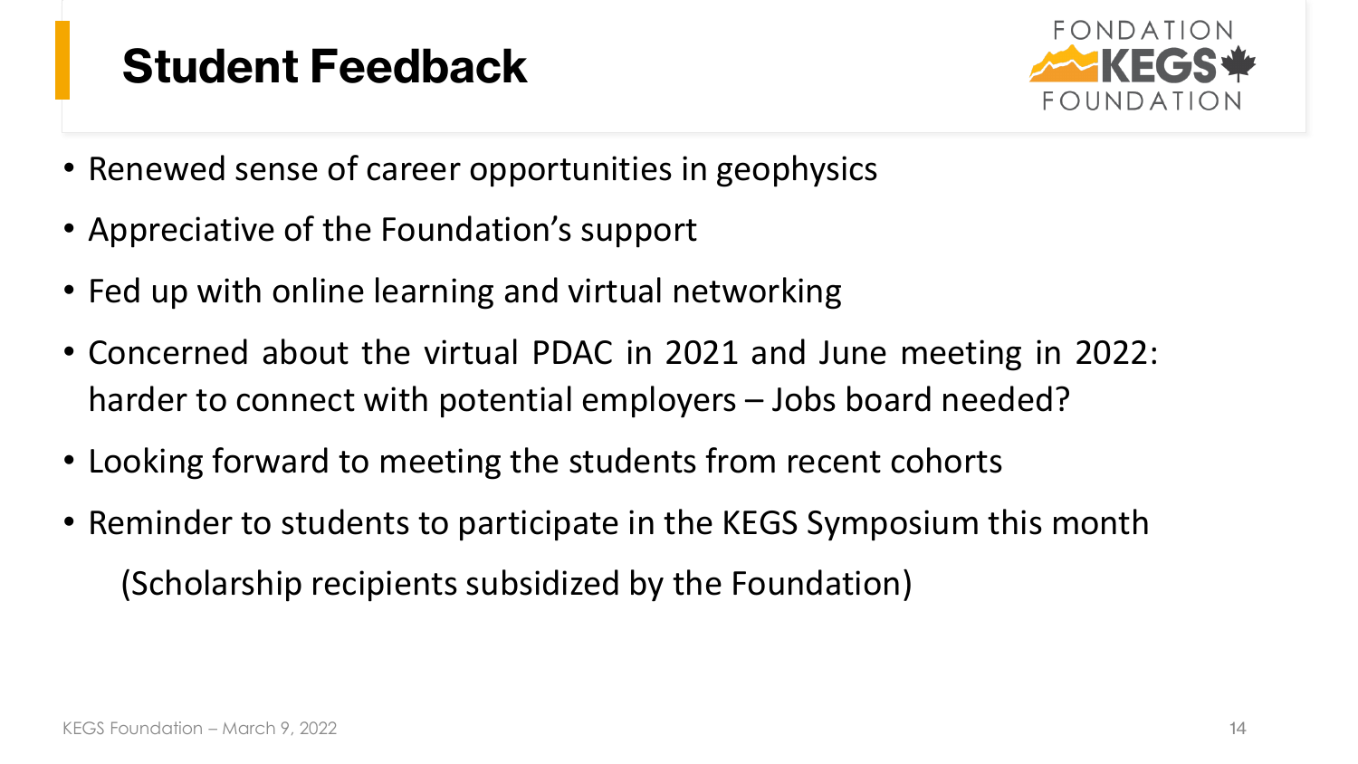# Student Feedback

- Renewed sense of career opportunities in geophysics
- Appreciative of the Foundation's support
- Fed up with online learning and virtual networking
- Concerned about the virtual PDAC in 2021 and June meeting in 2022: harder to connect with potential employers – Jobs board needed?
- Looking forward to meeting the students from recent cohorts
- Reminder to students to participate in the KEGS Symposium this month

  (Scholarship recipients subsidized by the Foundation)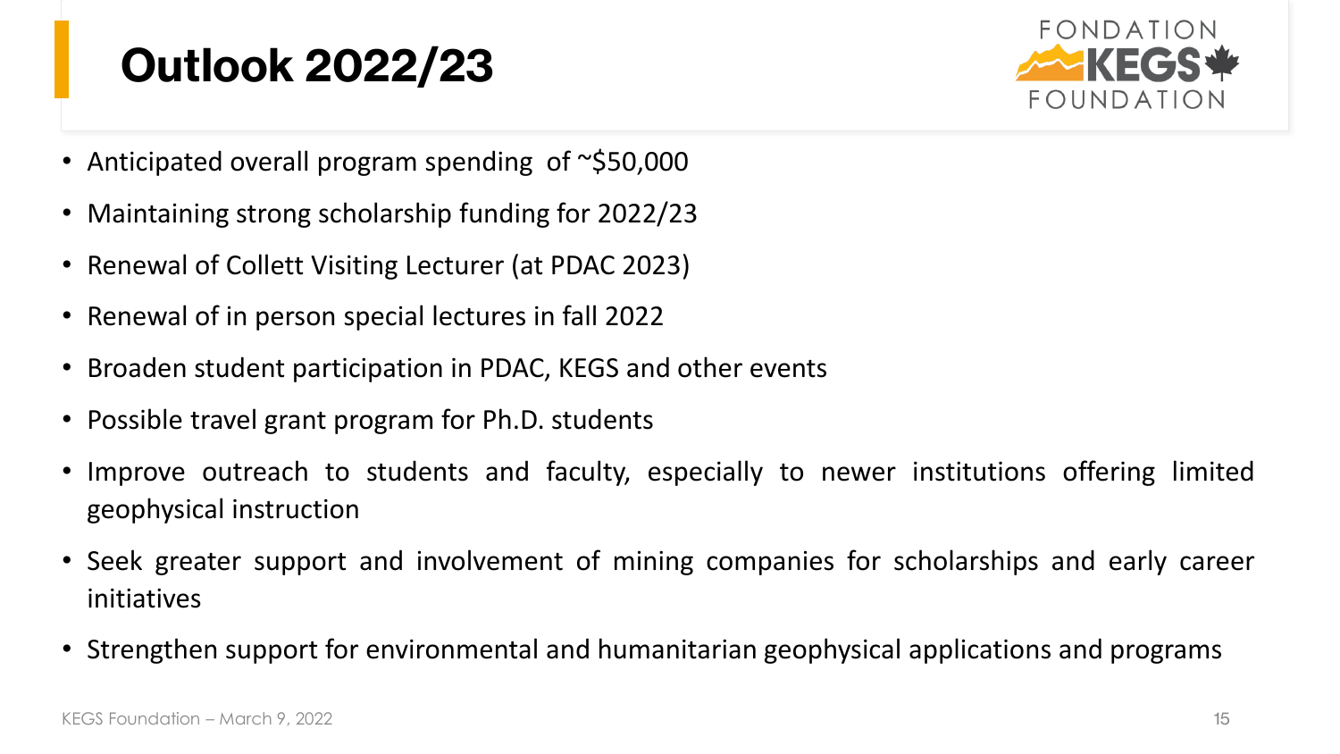# Outlook 2022/23

- Anticipated overall program spending of ~$50,000
- Maintaining strong scholarship funding for 2022/23
- Renewal of Collett Visiting Lecturer (at PDAC 2023)
- Renewal of in person special lectures in fall 2022
- Broaden student participation in PDAC, KEGS and other events
- Possible travel grant program for Ph.D. students
- Improve outreach to students and faculty, especially to newer institutions offering limited geophysical instruction
- Seek greater support and involvement of mining companies for scholarships and early career initiatives
- Strengthen support for environmental and humanitarian geophysical applications and programs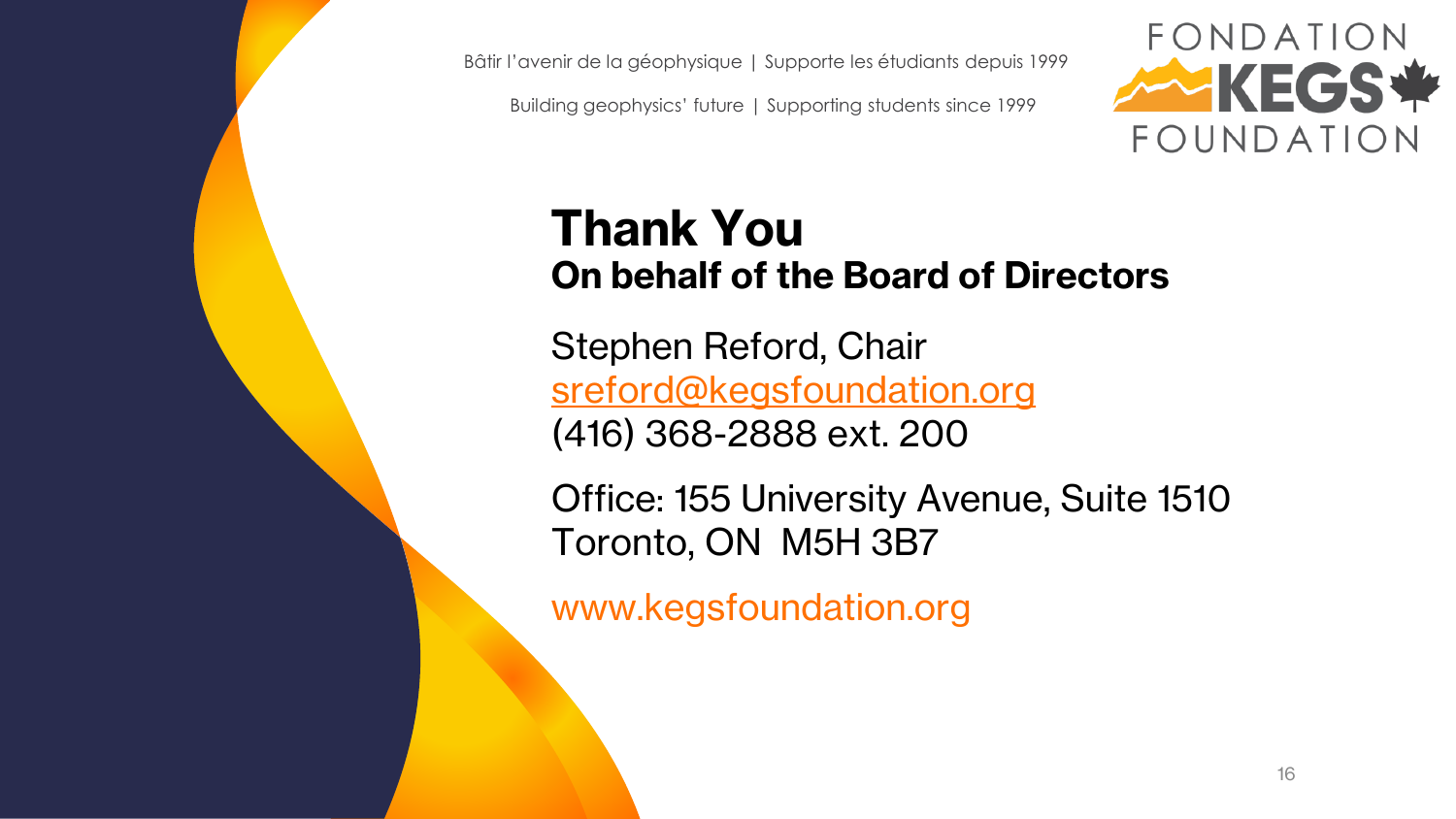Bâtir l'avenir de la géophysique | Supporte les étudiants depuis 1999

Building geophysics' future | Supporting students since 1999

FONDATION KEGS FOUNDATION

# Thank You

## On behalf of the Board of Directors

Stephen Reford, Chair
sreford@kegsfoundation.org
(416) 368-2888 ext. 200

Office: 155 University Avenue, Suite 1510
Toronto, ON  M5H 3B7

www.kegsfoundation.org